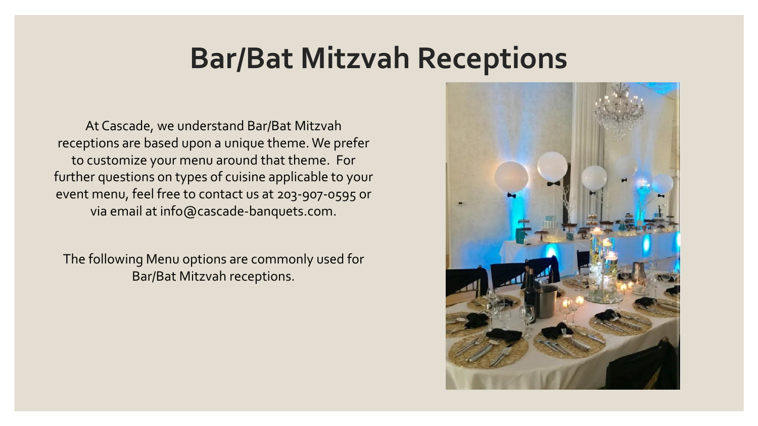# Bar/Bat Mitzvah Receptions

At Cascade, we understand Bar/Bat Mitzvah receptions are based upon a unique theme. We prefer to customize your menu around that theme. For further questions on types of cuisine applicable to your event menu, feel free to contact us at 203-907-0595 or via email at info@cascade-banquets.com.

The following Menu options are commonly used for Bar/Bat Mitzvah receptions.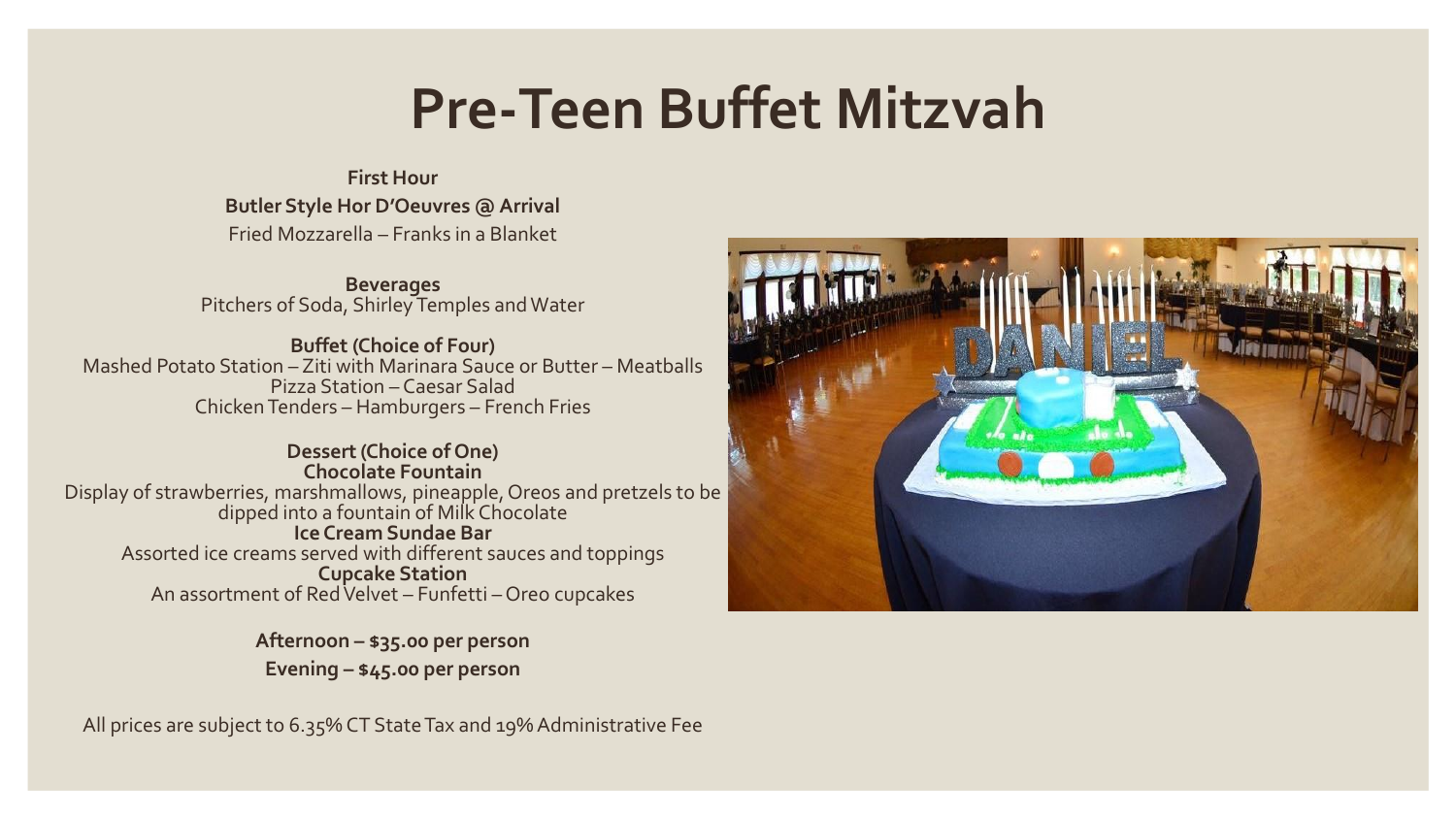# Pre-Teen Buffet Mitzvah

**First Hour**

**Butler Style Hor D'Oeuvres @ Arrival**

Fried Mozzarella – Franks in a Blanket

**Beverages**

Pitchers of Soda, Shirley Temples and Water

**Buffet (Choice of Four)**

Mashed Potato Station – Ziti with Marinara Sauce or Butter – Meatballs
Pizza Station – Caesar Salad
Chicken Tenders – Hamburgers – French Fries

**Dessert (Choice of One)**

**Chocolate Fountain**

Display of strawberries, marshmallows, pineapple, Oreos and pretzels to be dipped into a fountain of Milk Chocolate

**Ice Cream Sundae Bar**

Assorted ice creams served with different sauces and toppings

**Cupcake Station**

An assortment of Red Velvet – Funfetti – Oreo cupcakes

**Afternoon – $35.00 per person**

**Evening – $45.00 per person**

All prices are subject to 6.35% CT State Tax and 19% Administrative Fee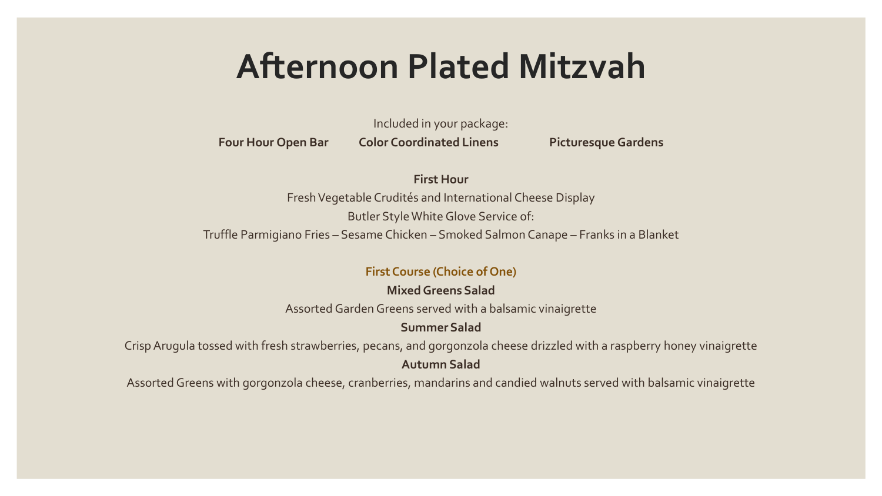# Afternoon Plated Mitzvah

Included in your package:

**Four Hour Open Bar** **Color Coordinated Linens** **Picturesque Gardens**

**First Hour**

Fresh Vegetable Crudités and International Cheese Display

Butler Style White Glove Service of:

Truffle Parmigiano Fries – Sesame Chicken – Smoked Salmon Canape – Franks in a Blanket

**First Course (Choice of One)**

**Mixed Greens Salad**

Assorted Garden Greens served with a balsamic vinaigrette

**Summer Salad**

Crisp Arugula tossed with fresh strawberries, pecans, and gorgonzola cheese drizzled with a raspberry honey vinaigrette

**Autumn Salad**

Assorted Greens with gorgonzola cheese, cranberries, mandarins and candied walnuts served with balsamic vinaigrette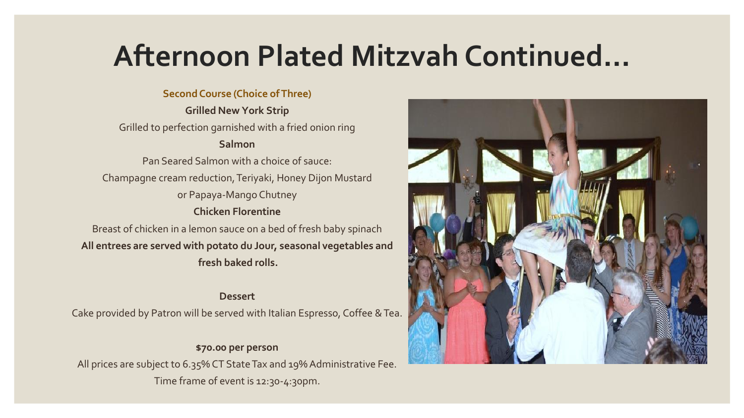# Afternoon Plated Mitzvah Continued…

**Second Course (Choice of Three)**

**Grilled New York Strip**

Grilled to perfection garnished with a fried onion ring

**Salmon**

Pan Seared Salmon with a choice of sauce:
Champagne cream reduction, Teriyaki, Honey Dijon Mustard
or Papaya-Mango Chutney

**Chicken Florentine**

Breast of chicken in a lemon sauce on a bed of fresh baby spinach

**All entrees are served with potato du Jour, seasonal vegetables and fresh baked rolls.**

**Dessert**

Cake provided by Patron will be served with Italian Espresso, Coffee & Tea.

**$70.00 per person**

All prices are subject to 6.35% CT State Tax and 19% Administrative Fee.
Time frame of event is 12:30-4:30pm.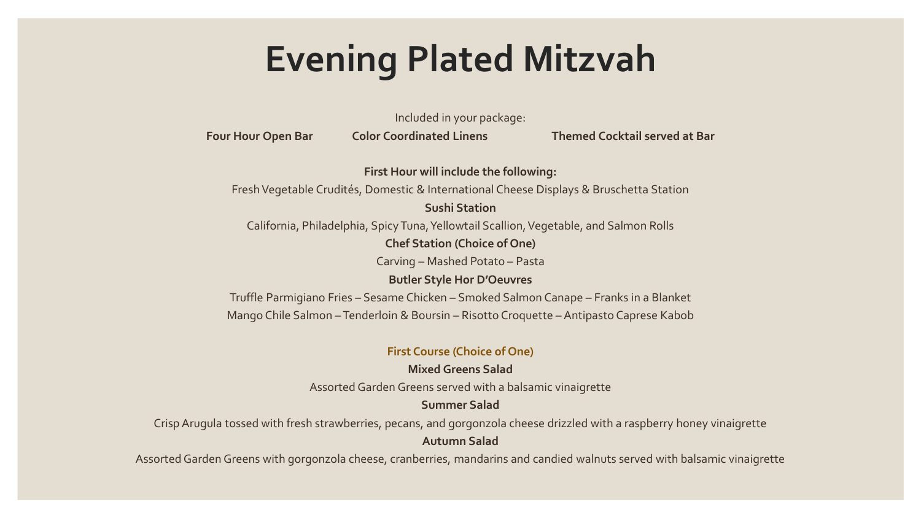# Evening Plated Mitzvah

Included in your package:

**Four Hour Open Bar** **Color Coordinated Linens** **Themed Cocktail served at Bar**

**First Hour will include the following:**

Fresh Vegetable Crudités, Domestic & International Cheese Displays & Bruschetta Station

**Sushi Station**

California, Philadelphia, Spicy Tuna, Yellowtail Scallion, Vegetable, and Salmon Rolls

**Chef Station (Choice of One)**

Carving – Mashed Potato – Pasta

**Butler Style Hor D'Oeuvres**

Truffle Parmigiano Fries – Sesame Chicken – Smoked Salmon Canape – Franks in a Blanket

Mango Chile Salmon – Tenderloin & Boursin – Risotto Croquette – Antipasto Caprese Kabob

**First Course (Choice of One)**

**Mixed Greens Salad**

Assorted Garden Greens served with a balsamic vinaigrette

**Summer Salad**

Crisp Arugula tossed with fresh strawberries, pecans, and gorgonzola cheese drizzled with a raspberry honey vinaigrette

**Autumn Salad**

Assorted Garden Greens with gorgonzola cheese, cranberries, mandarins and candied walnuts served with balsamic vinaigrette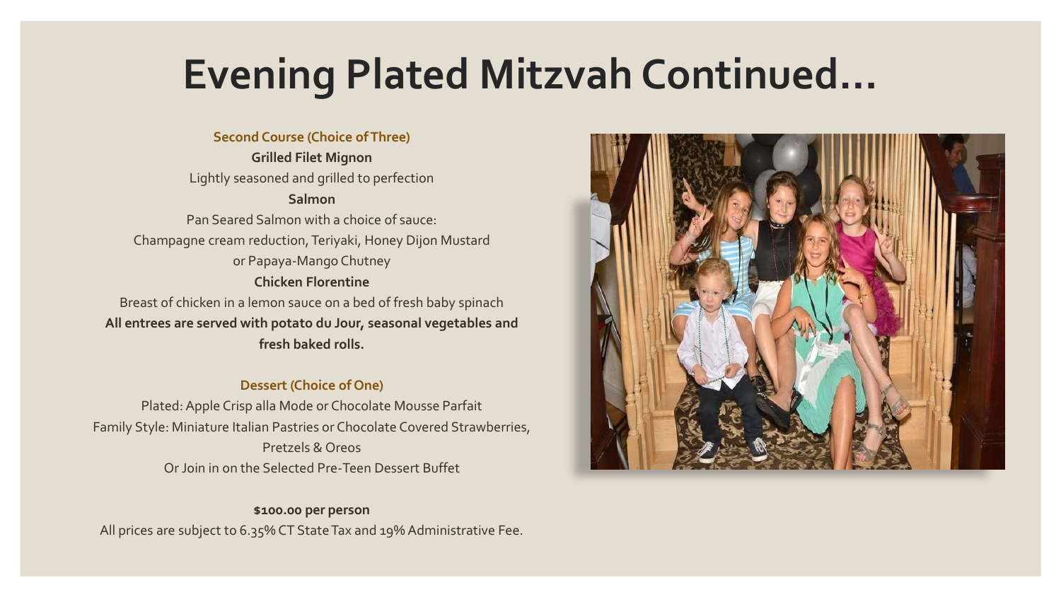# Evening Plated Mitzvah Continued…

**Second Course (Choice of Three)**

**Grilled Filet Mignon**

Lightly seasoned and grilled to perfection

**Salmon**

Pan Seared Salmon with a choice of sauce:
Champagne cream reduction, Teriyaki, Honey Dijon Mustard
or Papaya-Mango Chutney

**Chicken Florentine**

Breast of chicken in a lemon sauce on a bed of fresh baby spinach

**All entrees are served with potato du Jour, seasonal vegetables and fresh baked rolls.**

**Dessert (Choice of One)**

Plated: Apple Crisp alla Mode or Chocolate Mousse Parfait
Family Style: Miniature Italian Pastries or Chocolate Covered Strawberries, Pretzels & Oreos
Or Join in on the Selected Pre-Teen Dessert Buffet

**$100.00 per person**

All prices are subject to 6.35% CT State Tax and 19% Administrative Fee.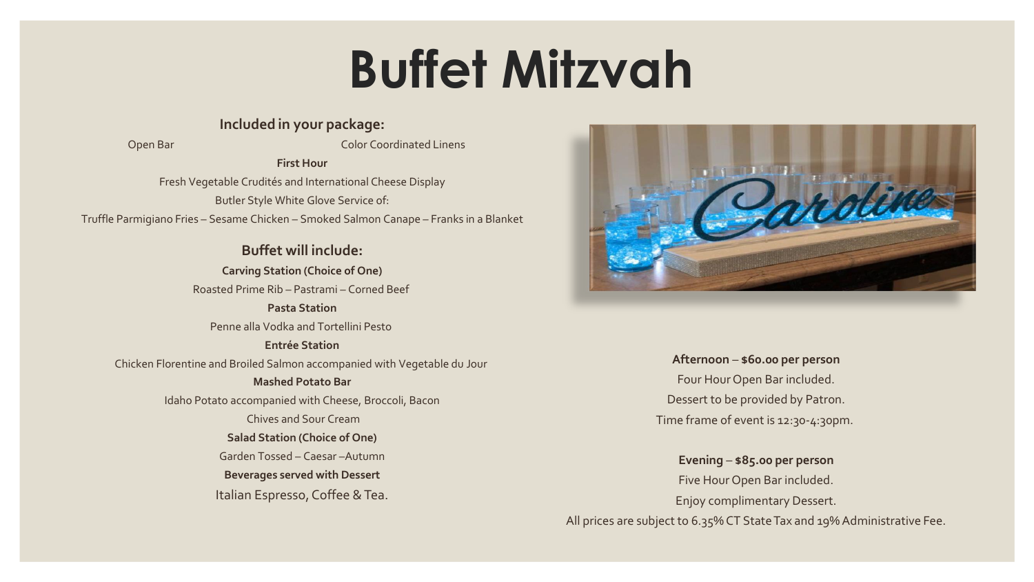# Buffet Mitzvah

**Included in your package:**

Open Bar

Color Coordinated Linens

**First Hour**

Fresh Vegetable Crudités and International Cheese Display

Butler Style White Glove Service of:

Truffle Parmigiano Fries – Sesame Chicken – Smoked Salmon Canape – Franks in a Blanket

**Buffet will include:**

**Carving Station (Choice of One)**

Roasted Prime Rib – Pastrami – Corned Beef

**Pasta Station**

Penne alla Vodka and Tortellini Pesto

**Entrée Station**

Chicken Florentine and Broiled Salmon accompanied with Vegetable du Jour

**Mashed Potato Bar**

Idaho Potato accompanied with Cheese, Broccoli, Bacon

Chives and Sour Cream

**Salad Station (Choice of One)**

Garden Tossed – Caesar –Autumn

**Beverages served with Dessert**

Italian Espresso, Coffee & Tea.

**Afternoon** – **$60.00 per person**

Four Hour Open Bar included.

Dessert to be provided by Patron.

Time frame of event is 12:30-4:30pm.

**Evening** – **$85.00 per person**

Five Hour Open Bar included.

Enjoy complimentary Dessert.

All prices are subject to 6.35% CT State Tax and 19% Administrative Fee.